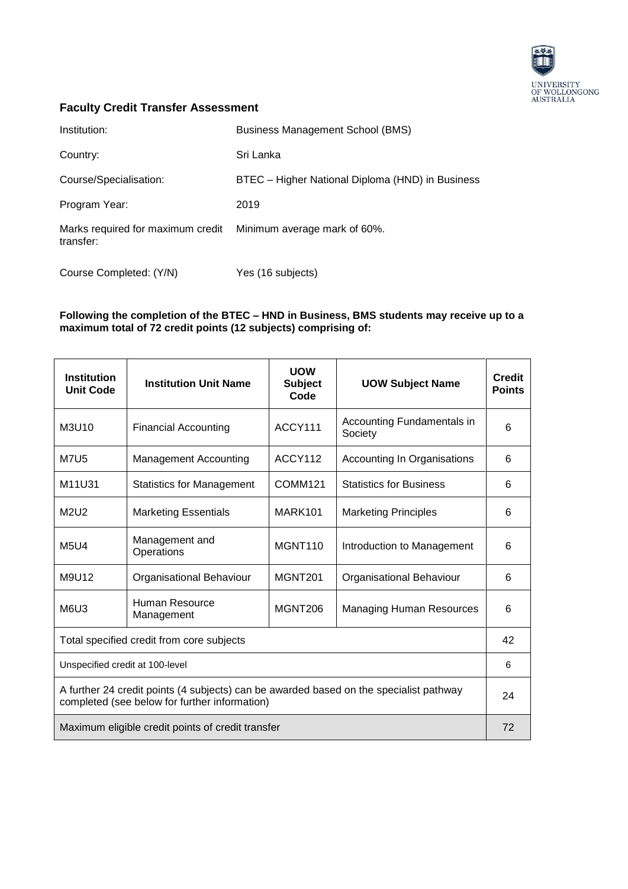## Faculty Credit Transfer Assessment

| | |
|---|---|
| Institution: | Business Management School (BMS) |
| Country: | Sri Lanka |
| Course/Specialisation: | BTEC – Higher National Diploma (HND) in Business |
| Program Year: | 2019 |
| Marks required for maximum credit transfer: | Minimum average mark of 60%. |
| Course Completed: (Y/N) | Yes (16 subjects) |

**Following the completion of the BTEC – HND in Business, BMS students may receive up to a maximum total of 72 credit points (12 subjects) comprising of:**

| Institution Unit Code | Institution Unit Name | UOW Subject Code | UOW Subject Name | Credit Points |
|---|---|---|---|---|
| M3U10 | Financial Accounting | ACCY111 | Accounting Fundamentals in Society | 6 |
| M7U5 | Management Accounting | ACCY112 | Accounting In Organisations | 6 |
| M11U31 | Statistics for Management | COMM121 | Statistics for Business | 6 |
| M2U2 | Marketing Essentials | MARK101 | Marketing Principles | 6 |
| M5U4 | Management and Operations | MGNT110 | Introduction to Management | 6 |
| M9U12 | Organisational Behaviour | MGNT201 | Organisational Behaviour | 6 |
| M6U3 | Human Resource Management | MGNT206 | Managing Human Resources | 6 |
| Total specified credit from core subjects | | | | 42 |
| Unspecified credit at 100-level | | | | 6 |
| A further 24 credit points (4 subjects) can be awarded based on the specialist pathway completed (see below for further information) | | | | 24 |
| Maximum eligible credit points of credit transfer | | | | 72 |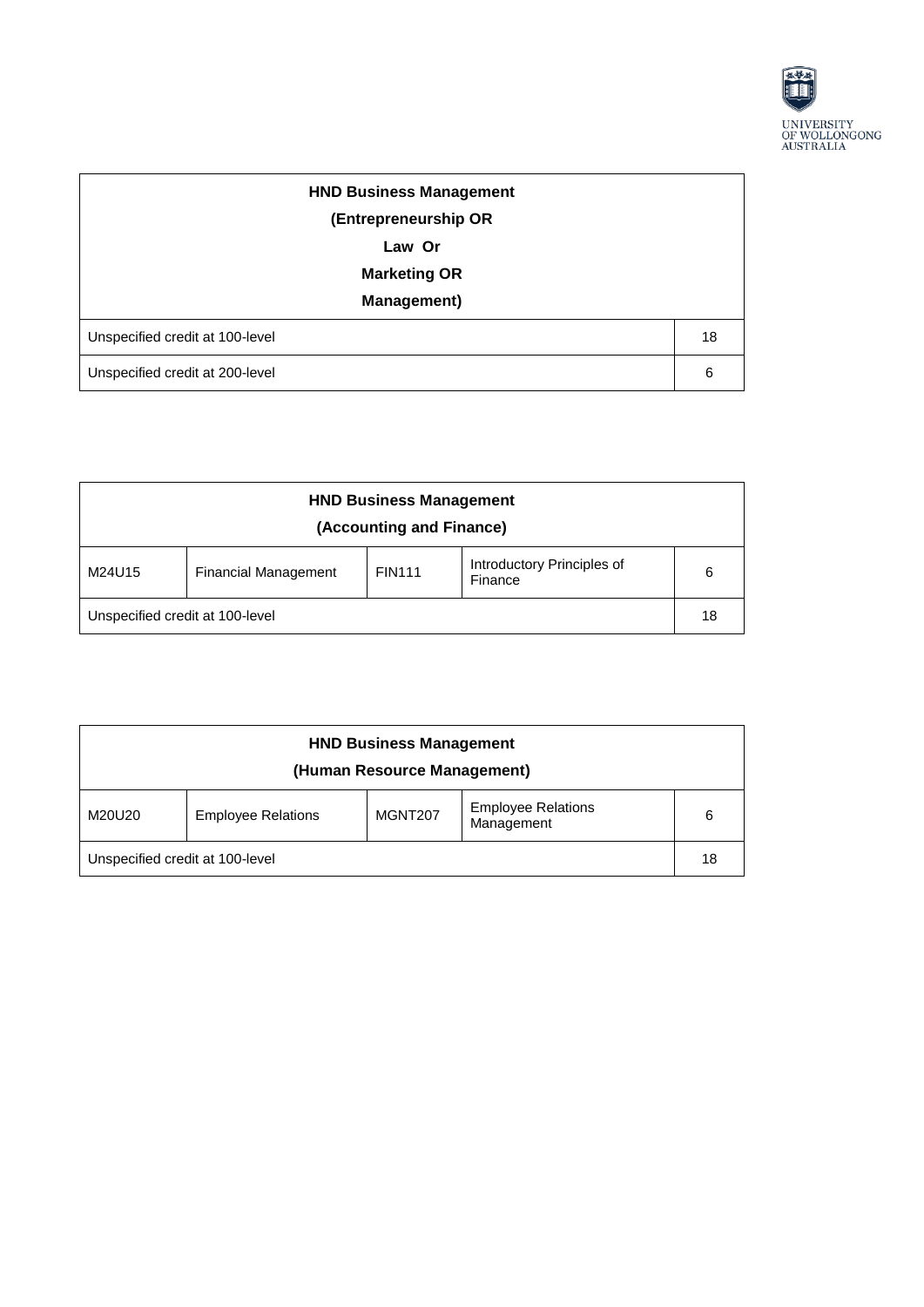| HND Business Management (Entrepreneurship OR Law Or Marketing OR Management) | |
|---|---|
| Unspecified credit at 100-level | 18 |
| Unspecified credit at 200-level | 6 |

| HND Business Management (Accounting and Finance) | | | | |
|---|---|---|---|---|
| M24U15 | Financial Management | FIN111 | Introductory Principles of Finance | 6 |
| Unspecified credit at 100-level | | | | 18 |

| HND Business Management (Human Resource Management) | | | | |
|---|---|---|---|---|
| M20U20 | Employee Relations | MGNT207 | Employee Relations Management | 6 |
| Unspecified credit at 100-level | | | | 18 |